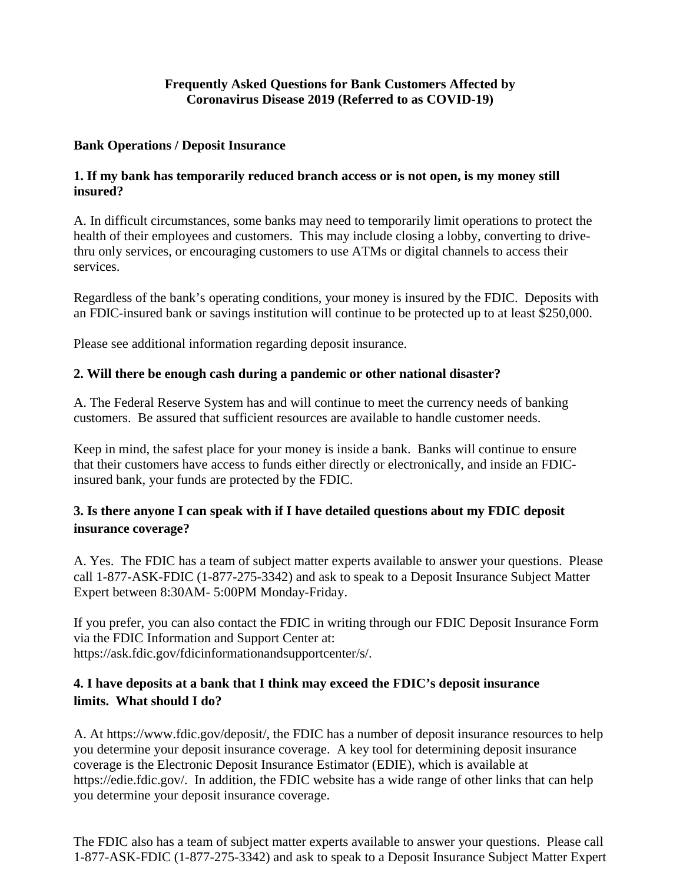# Frequently Asked Questions for Bank Customers Affected by Coronavirus Disease 2019 (Referred to as COVID-19)

## Bank Operations / Deposit Insurance

### 1. If my bank has temporarily reduced branch access or is not open, is my money still insured?

A. In difficult circumstances, some banks may need to temporarily limit operations to protect the health of their employees and customers. This may include closing a lobby, converting to drive-thru only services, or encouraging customers to use ATMs or digital channels to access their services.

Regardless of the bank's operating conditions, your money is insured by the FDIC. Deposits with an FDIC-insured bank or savings institution will continue to be protected up to at least $250,000.

Please see additional information regarding deposit insurance.

### 2. Will there be enough cash during a pandemic or other national disaster?

A. The Federal Reserve System has and will continue to meet the currency needs of banking customers. Be assured that sufficient resources are available to handle customer needs.

Keep in mind, the safest place for your money is inside a bank. Banks will continue to ensure that their customers have access to funds either directly or electronically, and inside an FDIC-insured bank, your funds are protected by the FDIC.

### 3. Is there anyone I can speak with if I have detailed questions about my FDIC deposit insurance coverage?

A. Yes. The FDIC has a team of subject matter experts available to answer your questions. Please call 1-877-ASK-FDIC (1-877-275-3342) and ask to speak to a Deposit Insurance Subject Matter Expert between 8:30AM- 5:00PM Monday-Friday.

If you prefer, you can also contact the FDIC in writing through our FDIC Deposit Insurance Form via the FDIC Information and Support Center at: https://ask.fdic.gov/fdicinformationandsupportcenter/s/.

### 4. I have deposits at a bank that I think may exceed the FDIC's deposit insurance limits. What should I do?

A. At https://www.fdic.gov/deposit/, the FDIC has a number of deposit insurance resources to help you determine your deposit insurance coverage. A key tool for determining deposit insurance coverage is the Electronic Deposit Insurance Estimator (EDIE), which is available at https://edie.fdic.gov/. In addition, the FDIC website has a wide range of other links that can help you determine your deposit insurance coverage.

The FDIC also has a team of subject matter experts available to answer your questions. Please call 1-877-ASK-FDIC (1-877-275-3342) and ask to speak to a Deposit Insurance Subject Matter Expert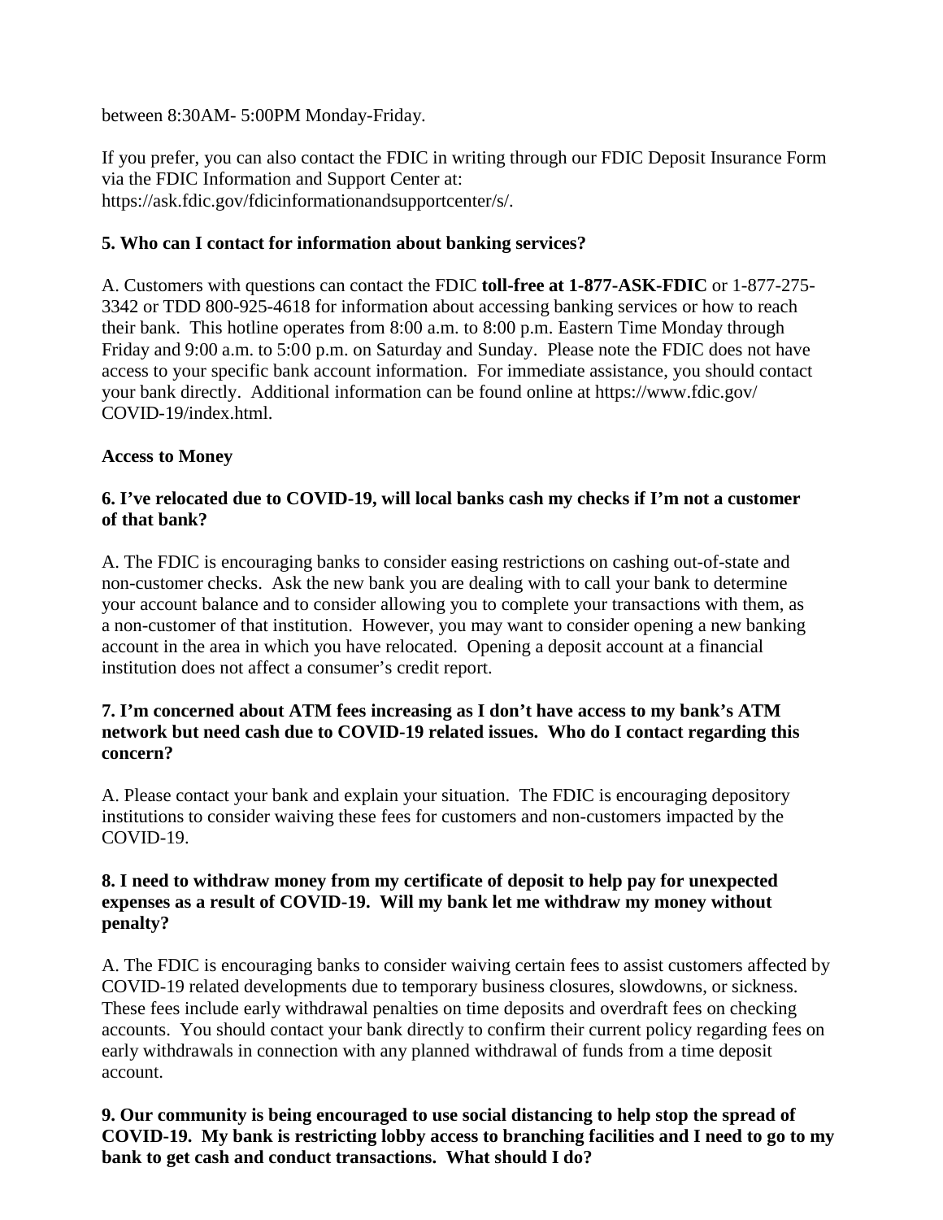between 8:30AM- 5:00PM Monday-Friday.

If you prefer, you can also contact the FDIC in writing through our FDIC Deposit Insurance Form via the FDIC Information and Support Center at: https://ask.fdic.gov/fdicinformationandsupportcenter/s/.

**5. Who can I contact for information about banking services?**

A. Customers with questions can contact the FDIC **toll-free at 1-877-ASK-FDIC** or 1-877-275-3342 or TDD 800-925-4618 for information about accessing banking services or how to reach their bank. This hotline operates from 8:00 a.m. to 8:00 p.m. Eastern Time Monday through Friday and 9:00 a.m. to 5:00 p.m. on Saturday and Sunday. Please note the FDIC does not have access to your specific bank account information. For immediate assistance, you should contact your bank directly. Additional information can be found online at https://www.fdic.gov/COVID-19/index.html.

**Access to Money**

**6. I've relocated due to COVID-19, will local banks cash my checks if I'm not a customer of that bank?**

A. The FDIC is encouraging banks to consider easing restrictions on cashing out-of-state and non-customer checks. Ask the new bank you are dealing with to call your bank to determine your account balance and to consider allowing you to complete your transactions with them, as a non-customer of that institution. However, you may want to consider opening a new banking account in the area in which you have relocated. Opening a deposit account at a financial institution does not affect a consumer's credit report.

**7. I'm concerned about ATM fees increasing as I don't have access to my bank's ATM network but need cash due to COVID-19 related issues. Who do I contact regarding this concern?**

A. Please contact your bank and explain your situation. The FDIC is encouraging depository institutions to consider waiving these fees for customers and non-customers impacted by the COVID-19.

**8. I need to withdraw money from my certificate of deposit to help pay for unexpected expenses as a result of COVID-19. Will my bank let me withdraw my money without penalty?**

A. The FDIC is encouraging banks to consider waiving certain fees to assist customers affected by COVID-19 related developments due to temporary business closures, slowdowns, or sickness. These fees include early withdrawal penalties on time deposits and overdraft fees on checking accounts. You should contact your bank directly to confirm their current policy regarding fees on early withdrawals in connection with any planned withdrawal of funds from a time deposit account.

**9. Our community is being encouraged to use social distancing to help stop the spread of COVID-19. My bank is restricting lobby access to branching facilities and I need to go to my bank to get cash and conduct transactions. What should I do?**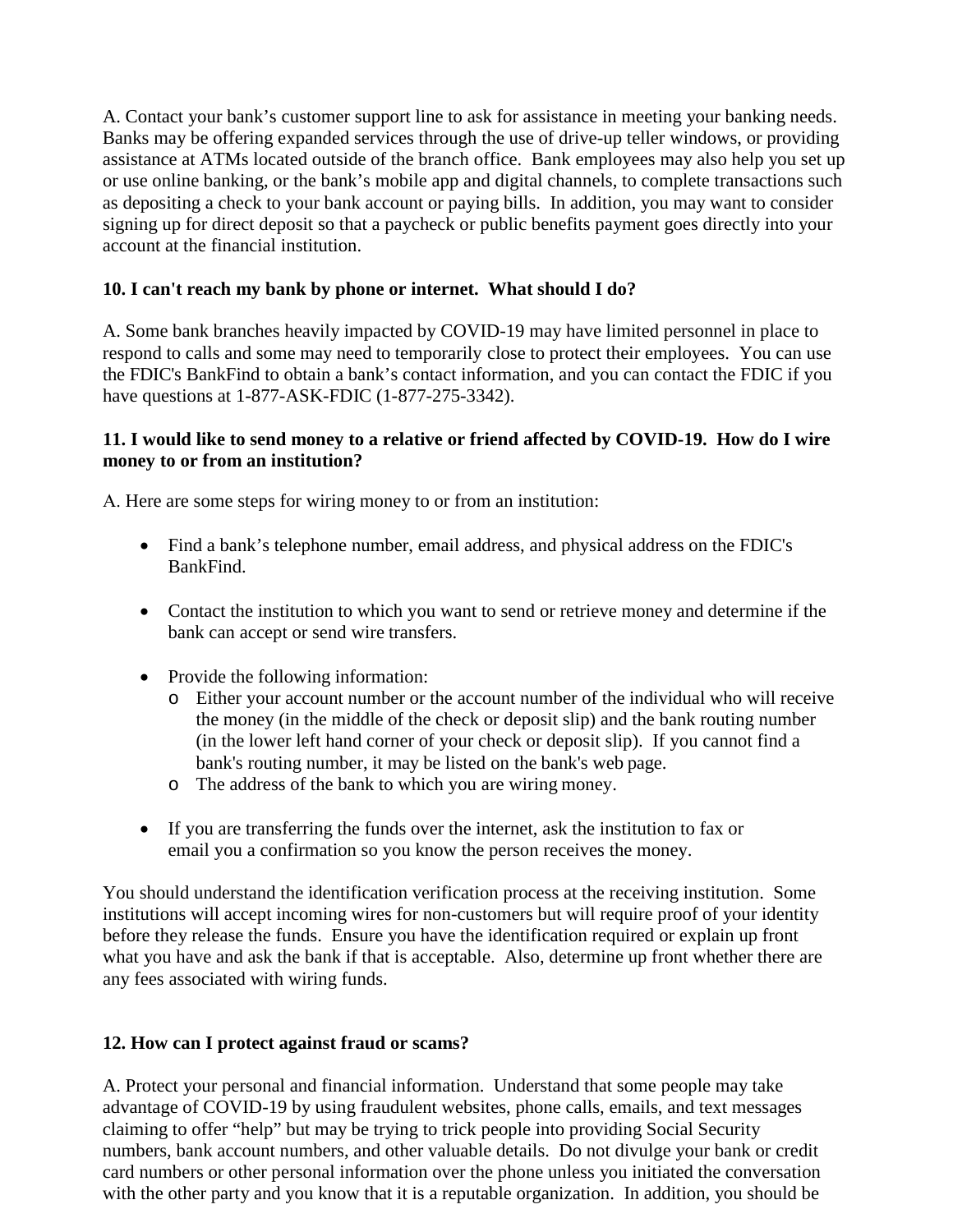A. Contact your bank's customer support line to ask for assistance in meeting your banking needs. Banks may be offering expanded services through the use of drive-up teller windows, or providing assistance at ATMs located outside of the branch office. Bank employees may also help you set up or use online banking, or the bank's mobile app and digital channels, to complete transactions such as depositing a check to your bank account or paying bills. In addition, you may want to consider signing up for direct deposit so that a paycheck or public benefits payment goes directly into your account at the financial institution.

**10. I can't reach my bank by phone or internet. What should I do?**

A. Some bank branches heavily impacted by COVID-19 may have limited personnel in place to respond to calls and some may need to temporarily close to protect their employees. You can use the FDIC's BankFind to obtain a bank's contact information, and you can contact the FDIC if you have questions at 1-877-ASK-FDIC (1-877-275-3342).

**11. I would like to send money to a relative or friend affected by COVID-19. How do I wire money to or from an institution?**

A. Here are some steps for wiring money to or from an institution:

- Find a bank's telephone number, email address, and physical address on the FDIC's BankFind.
- Contact the institution to which you want to send or retrieve money and determine if the bank can accept or send wire transfers.
- Provide the following information:
  - Either your account number or the account number of the individual who will receive the money (in the middle of the check or deposit slip) and the bank routing number (in the lower left hand corner of your check or deposit slip). If you cannot find a bank's routing number, it may be listed on the bank's web page.
  - The address of the bank to which you are wiring money.
- If you are transferring the funds over the internet, ask the institution to fax or email you a confirmation so you know the person receives the money.

You should understand the identification verification process at the receiving institution. Some institutions will accept incoming wires for non-customers but will require proof of your identity before they release the funds. Ensure you have the identification required or explain up front what you have and ask the bank if that is acceptable. Also, determine up front whether there are any fees associated with wiring funds.

**12. How can I protect against fraud or scams?**

A. Protect your personal and financial information. Understand that some people may take advantage of COVID-19 by using fraudulent websites, phone calls, emails, and text messages claiming to offer "help" but may be trying to trick people into providing Social Security numbers, bank account numbers, and other valuable details. Do not divulge your bank or credit card numbers or other personal information over the phone unless you initiated the conversation with the other party and you know that it is a reputable organization. In addition, you should be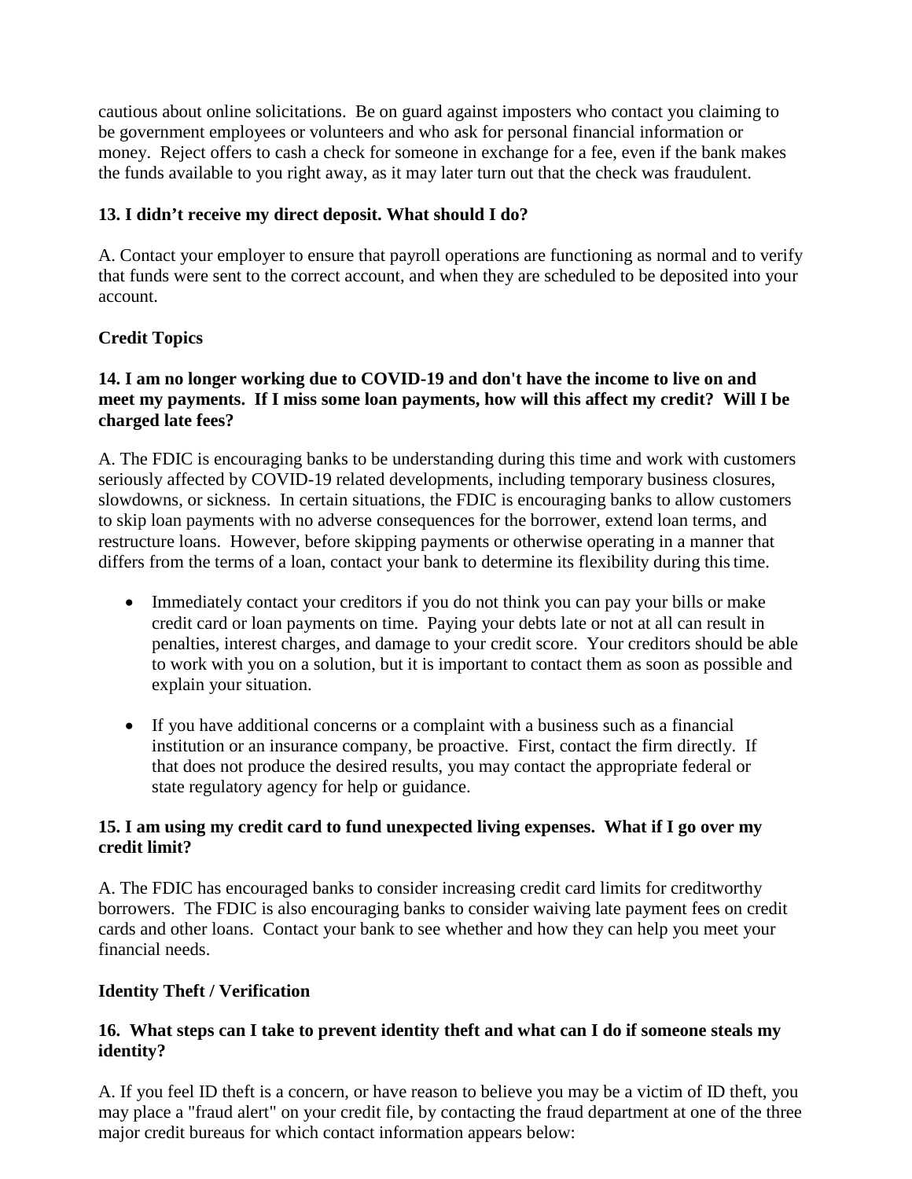cautious about online solicitations. Be on guard against imposters who contact you claiming to be government employees or volunteers and who ask for personal financial information or money. Reject offers to cash a check for someone in exchange for a fee, even if the bank makes the funds available to you right away, as it may later turn out that the check was fraudulent.

**13. I didn't receive my direct deposit. What should I do?**

A. Contact your employer to ensure that payroll operations are functioning as normal and to verify that funds were sent to the correct account, and when they are scheduled to be deposited into your account.

**Credit Topics**

**14. I am no longer working due to COVID-19 and don't have the income to live on and meet my payments. If I miss some loan payments, how will this affect my credit? Will I be charged late fees?**

A. The FDIC is encouraging banks to be understanding during this time and work with customers seriously affected by COVID-19 related developments, including temporary business closures, slowdowns, or sickness. In certain situations, the FDIC is encouraging banks to allow customers to skip loan payments with no adverse consequences for the borrower, extend loan terms, and restructure loans. However, before skipping payments or otherwise operating in a manner that differs from the terms of a loan, contact your bank to determine its flexibility during this time.

- Immediately contact your creditors if you do not think you can pay your bills or make credit card or loan payments on time. Paying your debts late or not at all can result in penalties, interest charges, and damage to your credit score. Your creditors should be able to work with you on a solution, but it is important to contact them as soon as possible and explain your situation.

- If you have additional concerns or a complaint with a business such as a financial institution or an insurance company, be proactive. First, contact the firm directly. If that does not produce the desired results, you may contact the appropriate federal or state regulatory agency for help or guidance.

**15. I am using my credit card to fund unexpected living expenses. What if I go over my credit limit?**

A. The FDIC has encouraged banks to consider increasing credit card limits for creditworthy borrowers. The FDIC is also encouraging banks to consider waiving late payment fees on credit cards and other loans. Contact your bank to see whether and how they can help you meet your financial needs.

**Identity Theft / Verification**

**16. What steps can I take to prevent identity theft and what can I do if someone steals my identity?**

A. If you feel ID theft is a concern, or have reason to believe you may be a victim of ID theft, you may place a "fraud alert" on your credit file, by contacting the fraud department at one of the three major credit bureaus for which contact information appears below: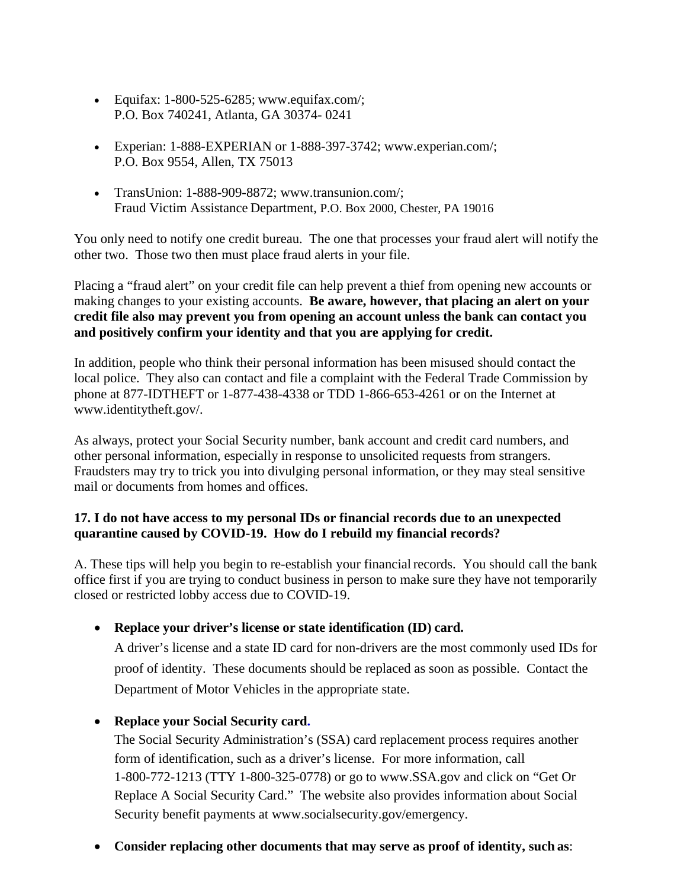- Equifax: 1-800-525-6285; www.equifax.com/;
  P.O. Box 740241, Atlanta, GA 30374- 0241

- Experian: 1-888-EXPERIAN or 1-888-397-3742; www.experian.com/;
  P.O. Box 9554, Allen, TX 75013

- TransUnion: 1-888-909-8872; www.transunion.com/;
  Fraud Victim Assistance Department, P.O. Box 2000, Chester, PA 19016

You only need to notify one credit bureau. The one that processes your fraud alert will notify the other two. Those two then must place fraud alerts in your file.

Placing a "fraud alert" on your credit file can help prevent a thief from opening new accounts or making changes to your existing accounts. **Be aware, however, that placing an alert on your credit file also may prevent you from opening an account unless the bank can contact you and positively confirm your identity and that you are applying for credit.**

In addition, people who think their personal information has been misused should contact the local police. They also can contact and file a complaint with the Federal Trade Commission by phone at 877-IDTHEFT or 1-877-438-4338 or TDD 1-866-653-4261 or on the Internet at www.identitytheft.gov/.

As always, protect your Social Security number, bank account and credit card numbers, and other personal information, especially in response to unsolicited requests from strangers. Fraudsters may try to trick you into divulging personal information, or they may steal sensitive mail or documents from homes and offices.

**17. I do not have access to my personal IDs or financial records due to an unexpected quarantine caused by COVID-19. How do I rebuild my financial records?**

A. These tips will help you begin to re-establish your financial records. You should call the bank office first if you are trying to conduct business in person to make sure they have not temporarily closed or restricted lobby access due to COVID-19.

- **Replace your driver's license or state identification (ID) card.**
  A driver's license and a state ID card for non-drivers are the most commonly used IDs for proof of identity. These documents should be replaced as soon as possible. Contact the Department of Motor Vehicles in the appropriate state.

- **Replace your Social Security card.**
  The Social Security Administration's (SSA) card replacement process requires another form of identification, such as a driver's license. For more information, call 1-800-772-1213 (TTY 1-800-325-0778) or go to www.SSA.gov and click on "Get Or Replace A Social Security Card." The website also provides information about Social Security benefit payments at www.socialsecurity.gov/emergency.

- **Consider replacing other documents that may serve as proof of identity, such as**: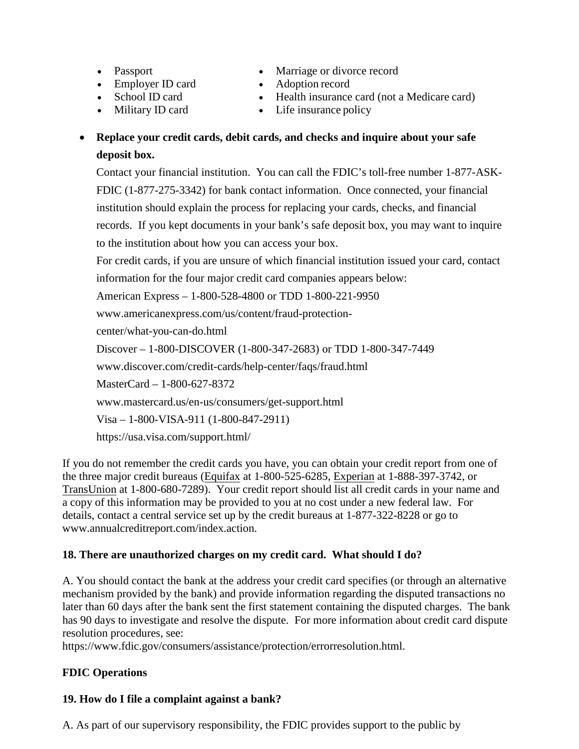- Passport
- Employer ID card
- School ID card
- Military ID card
- Marriage or divorce record
- Adoption record
- Health insurance card (not a Medicare card)
- Life insurance policy

- **Replace your credit cards, debit cards, and checks and inquire about your safe deposit box.**

  Contact your financial institution. You can call the FDIC's toll-free number 1-877-ASK-FDIC (1-877-275-3342) for bank contact information. Once connected, your financial institution should explain the process for replacing your cards, checks, and financial records. If you kept documents in your bank's safe deposit box, you may want to inquire to the institution about how you can access your box.

  For credit cards, if you are unsure of which financial institution issued your card, contact information for the four major credit card companies appears below:

  American Express – 1-800-528-4800 or TDD 1-800-221-9950
  www.americanexpress.com/us/content/fraud-protection-center/what-you-can-do.html

  Discover – 1-800-DISCOVER (1-800-347-2683) or TDD 1-800-347-7449
  www.discover.com/credit-cards/help-center/faqs/fraud.html

  MasterCard – 1-800-627-8372
  www.mastercard.us/en-us/consumers/get-support.html

  Visa – 1-800-VISA-911 (1-800-847-2911)
  https://usa.visa.com/support.html/

If you do not remember the credit cards you have, you can obtain your credit report from one of the three major credit bureaus (Equifax at 1-800-525-6285, Experian at 1-888-397-3742, or TransUnion at 1-800-680-7289). Your credit report should list all credit cards in your name and a copy of this information may be provided to you at no cost under a new federal law. For details, contact a central service set up by the credit bureaus at 1-877-322-8228 or go to www.annualcreditreport.com/index.action.

**18. There are unauthorized charges on my credit card. What should I do?**

A. You should contact the bank at the address your credit card specifies (or through an alternative mechanism provided by the bank) and provide information regarding the disputed transactions no later than 60 days after the bank sent the first statement containing the disputed charges. The bank has 90 days to investigate and resolve the dispute. For more information about credit card dispute resolution procedures, see:
https://www.fdic.gov/consumers/assistance/protection/errorresolution.html.

## FDIC Operations

**19. How do I file a complaint against a bank?**

A. As part of our supervisory responsibility, the FDIC provides support to the public by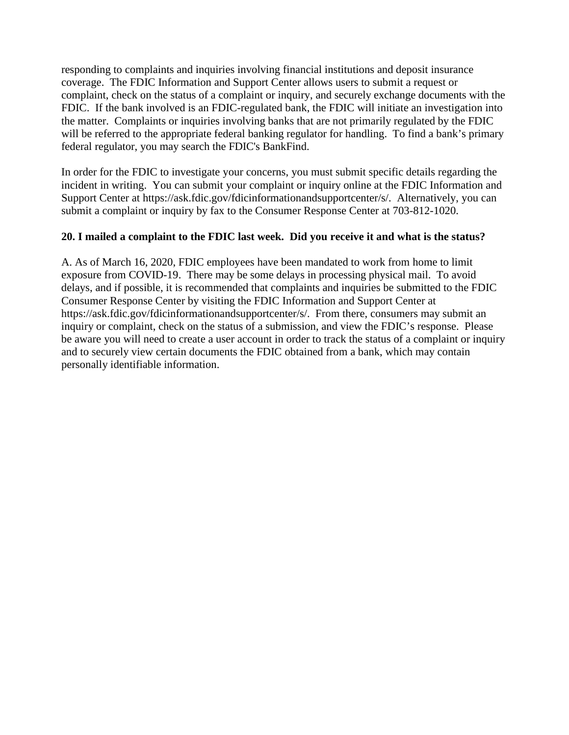responding to complaints and inquiries involving financial institutions and deposit insurance coverage.  The FDIC Information and Support Center allows users to submit a request or complaint, check on the status of a complaint or inquiry, and securely exchange documents with the FDIC.  If the bank involved is an FDIC-regulated bank, the FDIC will initiate an investigation into the matter.  Complaints or inquiries involving banks that are not primarily regulated by the FDIC will be referred to the appropriate federal banking regulator for handling.  To find a bank's primary federal regulator, you may search the FDIC's BankFind.

In order for the FDIC to investigate your concerns, you must submit specific details regarding the incident in writing.  You can submit your complaint or inquiry online at the FDIC Information and Support Center at https://ask.fdic.gov/fdicinformationandsupportcenter/s/.  Alternatively, you can submit a complaint or inquiry by fax to the Consumer Response Center at 703-812-1020.

**20. I mailed a complaint to the FDIC last week.  Did you receive it and what is the status?**

A. As of March 16, 2020, FDIC employees have been mandated to work from home to limit exposure from COVID-19.  There may be some delays in processing physical mail.  To avoid delays, and if possible, it is recommended that complaints and inquiries be submitted to the FDIC Consumer Response Center by visiting the FDIC Information and Support Center at https://ask.fdic.gov/fdicinformationandsupportcenter/s/.  From there, consumers may submit an inquiry or complaint, check on the status of a submission, and view the FDIC's response.  Please be aware you will need to create a user account in order to track the status of a complaint or inquiry and to securely view certain documents the FDIC obtained from a bank, which may contain personally identifiable information.